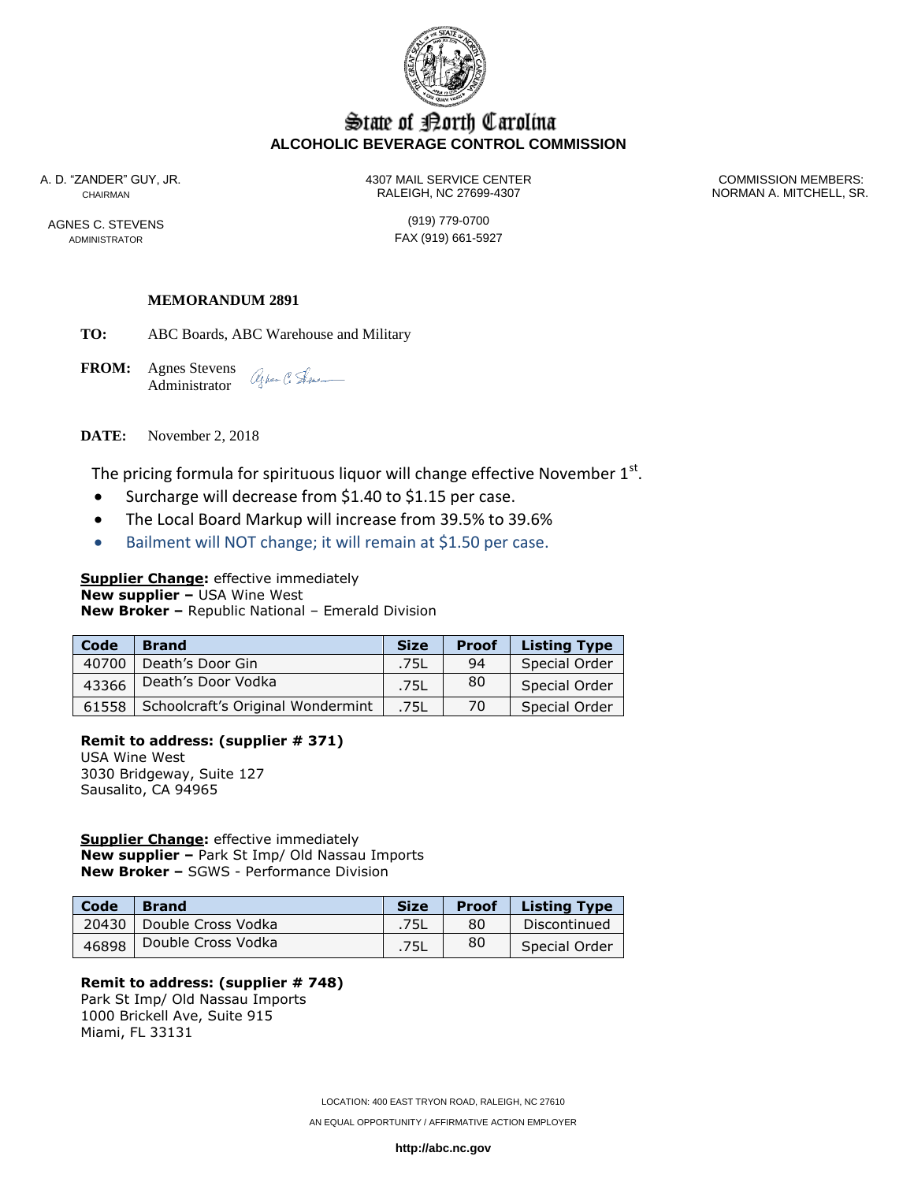# State of North Carolina
## ALCOHOLIC BEVERAGE CONTROL COMMISSION

A. D. "ZANDER" GUY, JR.
CHAIRMAN

4307 MAIL SERVICE CENTER
RALEIGH, NC 27699-4307

COMMISSION MEMBERS:
NORMAN A. MITCHELL, SR.

AGNES C. STEVENS
ADMINISTRATOR

(919) 779-0700
FAX (919) 661-5927

**MEMORANDUM 2891**

**TO:** ABC Boards, ABC Warehouse and Military

**FROM:** Agnes Stevens
Administrator

**DATE:** November 2, 2018

The pricing formula for spirituous liquor will change effective November 1st.

- Surcharge will decrease from $1.40 to $1.15 per case.
- The Local Board Markup will increase from 39.5% to 39.6%
- Bailment will NOT change; it will remain at $1.50 per case.

**Supplier Change:** effective immediately
**New supplier –** USA Wine West
**New Broker –** Republic National – Emerald Division

| Code | Brand | Size | Proof | Listing Type |
|---|---|---|---|---|
| 40700 | Death's Door Gin | .75L | 94 | Special Order |
| 43366 | Death's Door Vodka | .75L | 80 | Special Order |
| 61558 | Schoolcraft's Original Wondermint | .75L | 70 | Special Order |

**Remit to address: (supplier # 371)**
USA Wine West
3030 Bridgeway, Suite 127
Sausalito, CA 94965

**Supplier Change:** effective immediately
**New supplier –** Park St Imp/ Old Nassau Imports
**New Broker –** SGWS - Performance Division

| Code | Brand | Size | Proof | Listing Type |
|---|---|---|---|---|
| 20430 | Double Cross Vodka | .75L | 80 | Discontinued |
| 46898 | Double Cross Vodka | .75L | 80 | Special Order |

**Remit to address: (supplier # 748)**
Park St Imp/ Old Nassau Imports
1000 Brickell Ave, Suite 915
Miami, FL 33131

LOCATION: 400 EAST TRYON ROAD, RALEIGH, NC 27610

AN EQUAL OPPORTUNITY / AFFIRMATIVE ACTION EMPLOYER

**http://abc.nc.gov**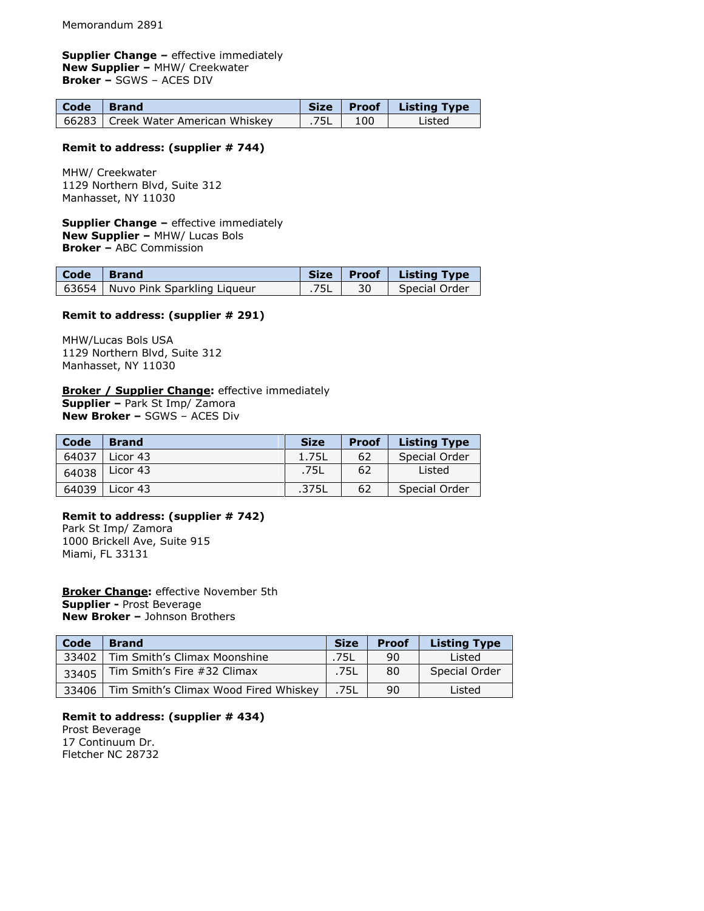Memorandum 2891

**Supplier Change –** effective immediately
**New Supplier –** MHW/ Creekwater
**Broker –** SGWS – ACES DIV

| Code | Brand | Size | Proof | Listing Type |
|---|---|---|---|---|
| 66283 | Creek Water American Whiskey | .75L | 100 | Listed |

**Remit to address: (supplier # 744)**

MHW/ Creekwater
1129 Northern Blvd, Suite 312
Manhasset, NY 11030

**Supplier Change –** effective immediately
**New Supplier –** MHW/ Lucas Bols
**Broker –** ABC Commission

| Code | Brand | Size | Proof | Listing Type |
|---|---|---|---|---|
| 63654 | Nuvo Pink Sparkling Liqueur | .75L | 30 | Special Order |

**Remit to address: (supplier # 291)**

MHW/Lucas Bols USA
1129 Northern Blvd, Suite 312
Manhasset, NY 11030

**Broker / Supplier Change:** effective immediately
**Supplier –** Park St Imp/ Zamora
**New Broker –** SGWS – ACES Div

| Code | Brand | Size | Proof | Listing Type |
|---|---|---|---|---|
| 64037 | Licor 43 | 1.75L | 62 | Special Order |
| 64038 | Licor 43 | .75L | 62 | Listed |
| 64039 | Licor 43 | .375L | 62 | Special Order |

**Remit to address: (supplier # 742)**
Park St Imp/ Zamora
1000 Brickell Ave, Suite 915
Miami, FL 33131

**Broker Change:** effective November 5th
**Supplier -** Prost Beverage
**New Broker –** Johnson Brothers

| Code | Brand | Size | Proof | Listing Type |
|---|---|---|---|---|
| 33402 | Tim Smith's Climax Moonshine | .75L | 90 | Listed |
| 33405 | Tim Smith's Fire #32 Climax | .75L | 80 | Special Order |
| 33406 | Tim Smith's Climax Wood Fired Whiskey | .75L | 90 | Listed |

**Remit to address: (supplier # 434)**
Prost Beverage
17 Continuum Dr.
Fletcher NC 28732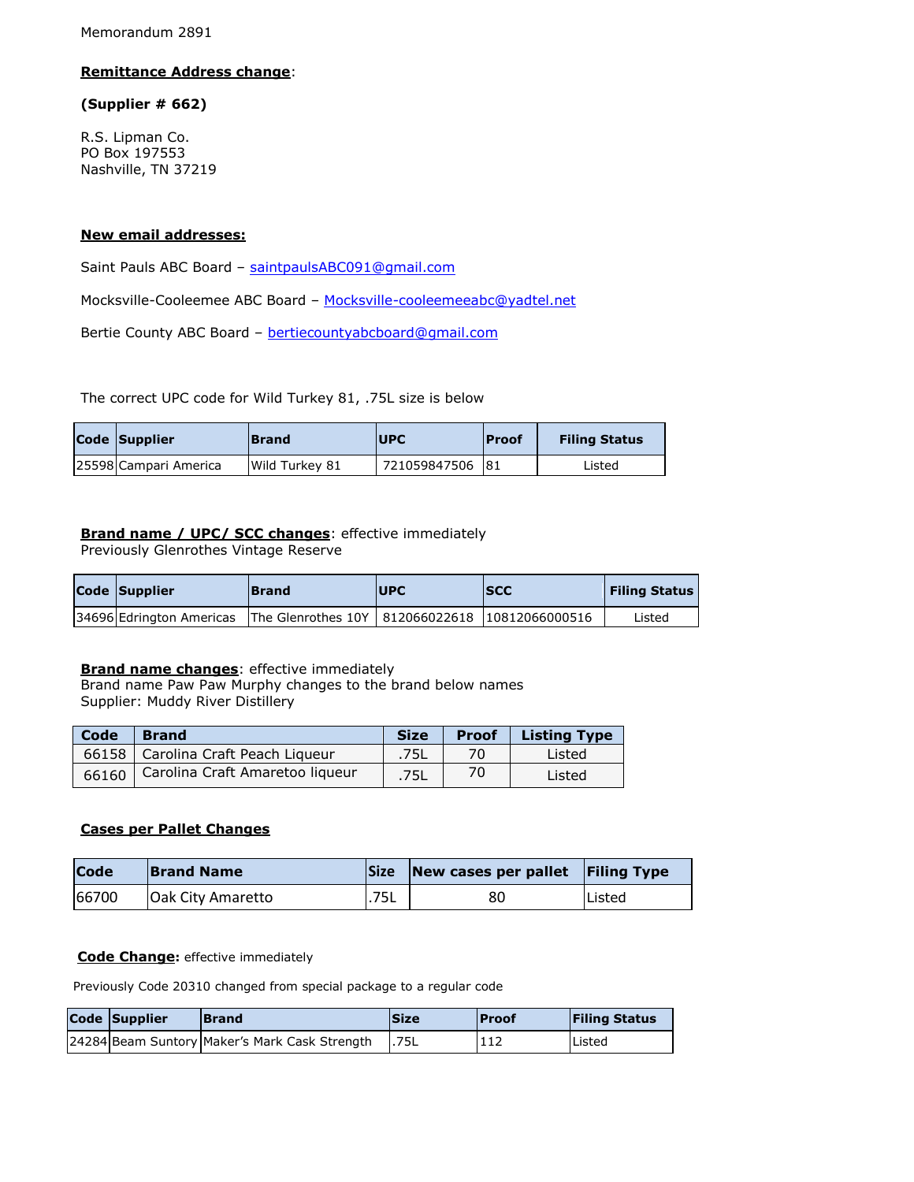Memorandum 2891

**Remittance Address change**:

**(Supplier # 662)**

R.S. Lipman Co.
PO Box 197553
Nashville, TN 37219

**New email addresses:**

Saint Pauls ABC Board – saintpaulsABC091@gmail.com

Mocksville-Cooleemee ABC Board – Mocksville-cooleemeeabc@yadtel.net

Bertie County ABC Board – bertiecountyabcboard@gmail.com

The correct UPC code for Wild Turkey 81, .75L size is below

| Code | Supplier | Brand | UPC | Proof | Filing Status |
|---|---|---|---|---|---|
| 25598 | Campari America | Wild Turkey 81 | 721059847506 | 81 | Listed |

**Brand name / UPC/ SCC changes**: effective immediately
Previously Glenrothes Vintage Reserve

| Code | Supplier | Brand | UPC | SCC | Filing Status |
|---|---|---|---|---|---|
| 34696 | Edrington Americas | The Glenrothes 10Y | 812066022618 | 10812066000516 | Listed |

**Brand name changes**: effective immediately
Brand name Paw Paw Murphy changes to the brand below names
Supplier: Muddy River Distillery

| Code | Brand | Size | Proof | Listing Type |
|---|---|---|---|---|
| 66158 | Carolina Craft Peach Liqueur | .75L | 70 | Listed |
| 66160 | Carolina Craft Amaretoo liqueur | .75L | 70 | Listed |

**Cases per Pallet Changes**

| Code | Brand Name | Size | New cases per pallet | Filing Type |
|---|---|---|---|---|
| 66700 | Oak City Amaretto | .75L | 80 | Listed |

**Code Change:** effective immediately

Previously Code 20310 changed from special package to a regular code

| Code | Supplier | Brand | Size | Proof | Filing Status |
|---|---|---|---|---|---|
| 24284 | Beam Suntory | Maker's Mark Cask Strength | .75L | 112 | Listed |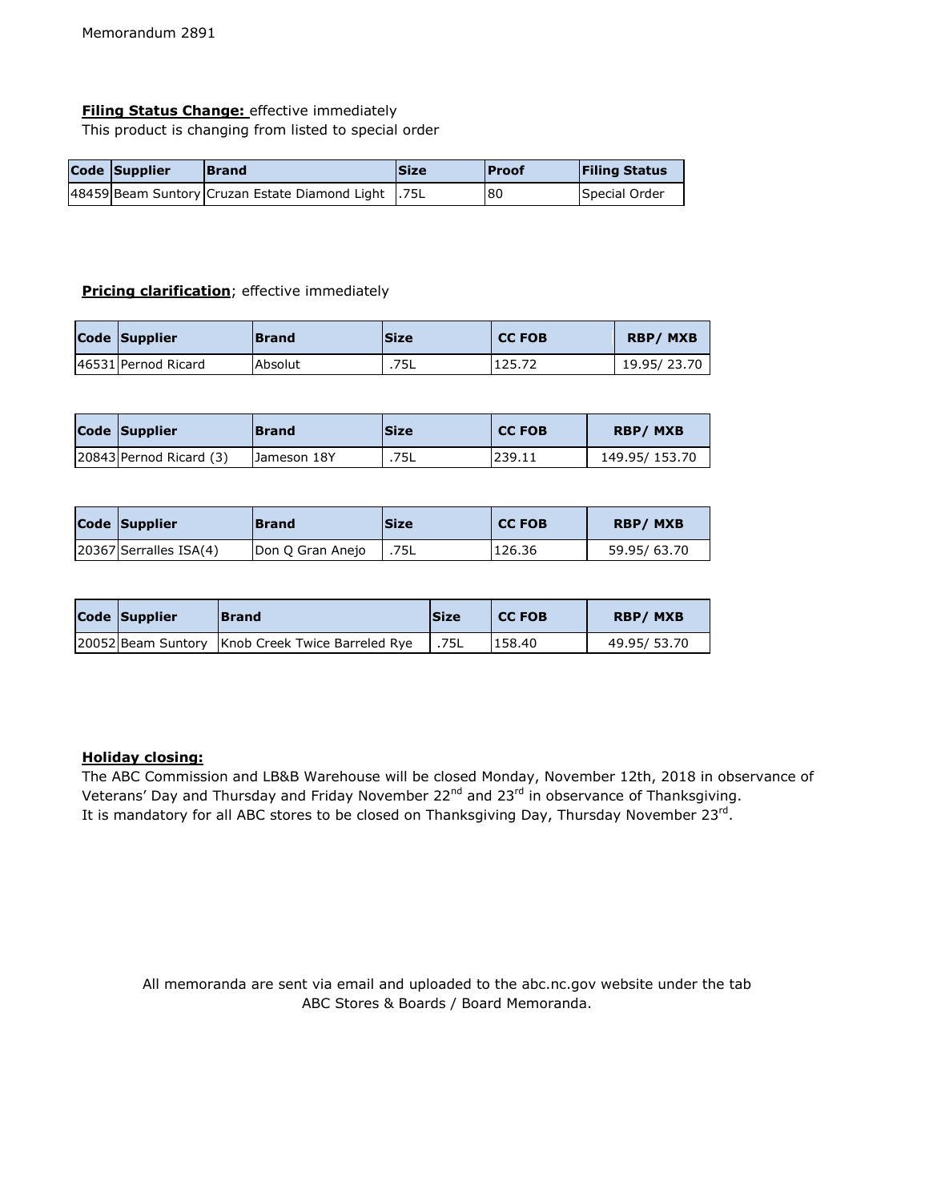Memorandum 2891

**Filing Status Change:** effective immediately
This product is changing from listed to special order

| Code | Supplier | Brand | Size | Proof | Filing Status |
|---|---|---|---|---|---|
| 48459 | Beam Suntory | Cruzan Estate Diamond Light | .75L | 80 | Special Order |

**Pricing clarification**; effective immediately

| Code | Supplier | Brand | Size | CC FOB | RBP/ MXB |
|---|---|---|---|---|---|
| 46531 | Pernod Ricard | Absolut | .75L | 125.72 | 19.95/ 23.70 |

| Code | Supplier | Brand | Size | CC FOB | RBP/ MXB |
|---|---|---|---|---|---|
| 20843 | Pernod Ricard (3) | Jameson 18Y | .75L | 239.11 | 149.95/ 153.70 |

| Code | Supplier | Brand | Size | CC FOB | RBP/ MXB |
|---|---|---|---|---|---|
| 20367 | Serralles ISA(4) | Don Q Gran Anejo | .75L | 126.36 | 59.95/ 63.70 |

| Code | Supplier | Brand | Size | CC FOB | RBP/ MXB |
|---|---|---|---|---|---|
| 20052 | Beam Suntory | Knob Creek Twice Barreled Rye | .75L | 158.40 | 49.95/ 53.70 |

**Holiday closing:**
The ABC Commission and LB&B Warehouse will be closed Monday, November 12th, 2018 in observance of Veterans' Day and Thursday and Friday November 22nd and 23rd in observance of Thanksgiving.
It is mandatory for all ABC stores to be closed on Thanksgiving Day, Thursday November 23rd.

All memoranda are sent via email and uploaded to the abc.nc.gov website under the tab ABC Stores & Boards / Board Memoranda.